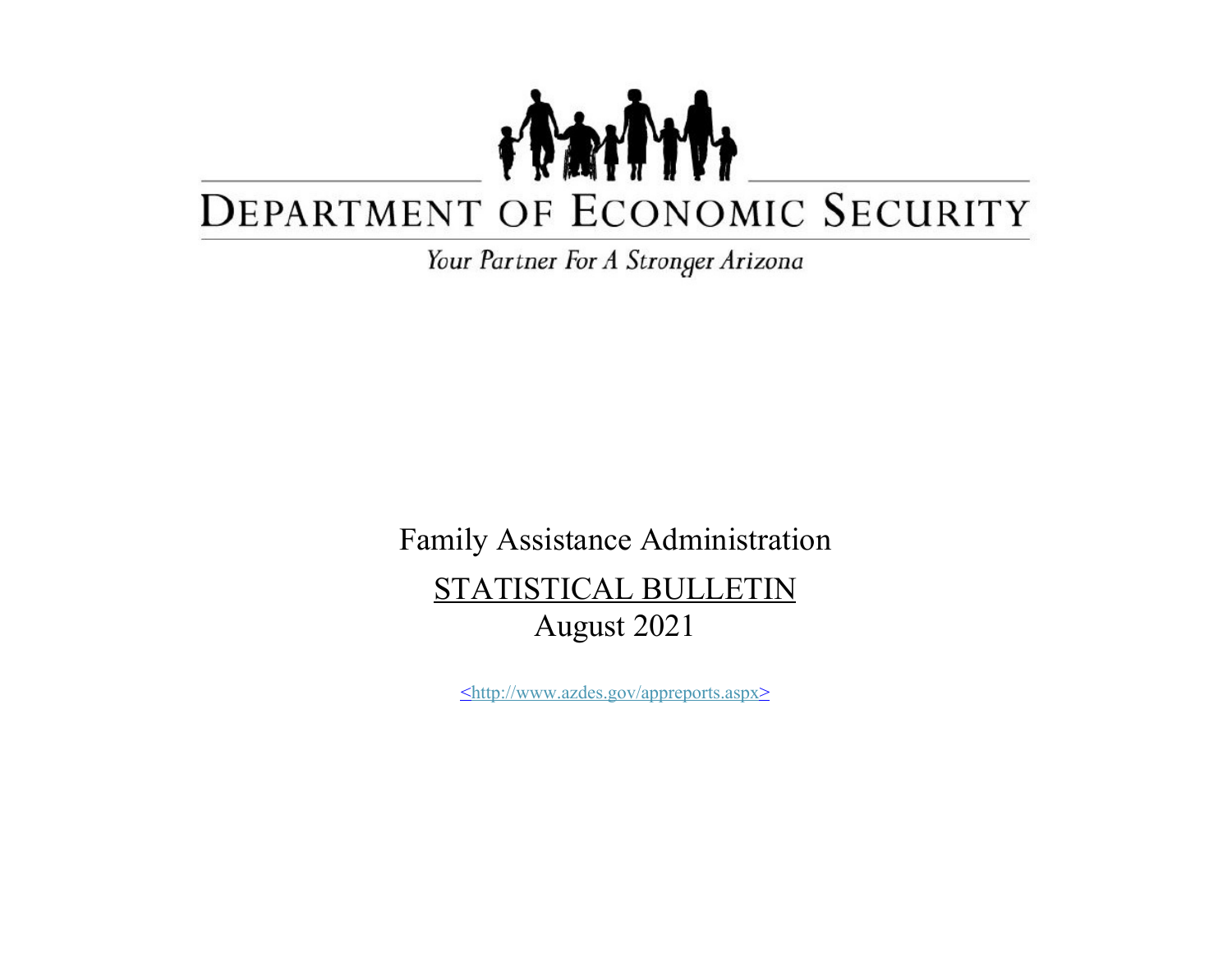# DEPARTMENT OF ECONOMIC SECURITY

*Your Partner For A Stronger Arizona*

Family Assistance Administration

## STATISTICAL BULLETIN

August 2021

<http://www.azdes.gov/appreports.aspx>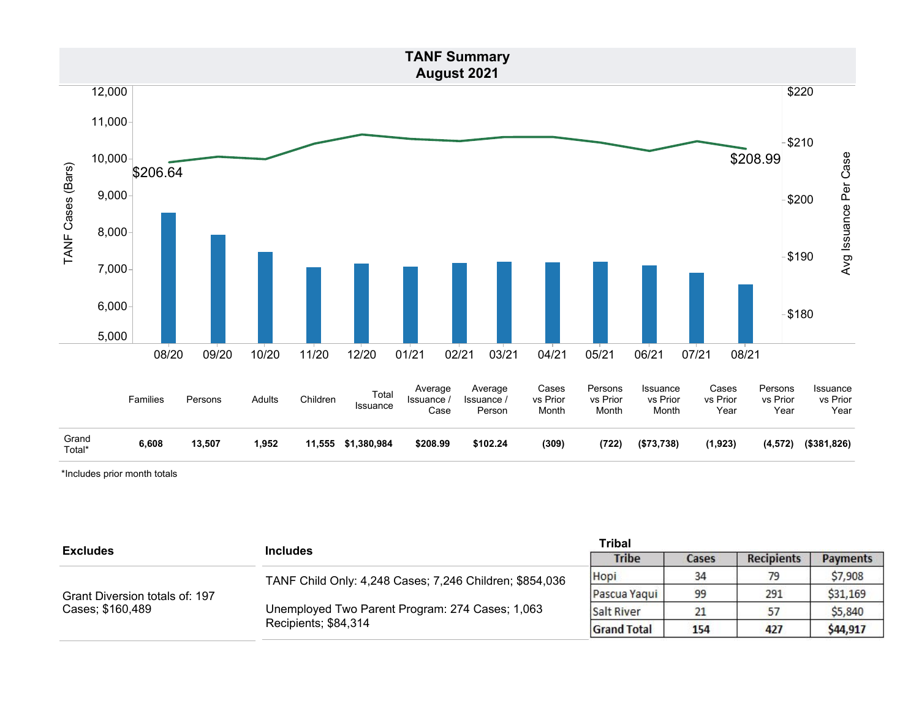# TANF Summary
## August 2021

TANF Cases (Bars) / Avg Issuance Per Case

$206.64 (08/20) — $208.99 (08/21)

| | Families | Persons | Adults | Children | Total Issuance | Average Issuance / Case | Average Issuance / Person | Cases vs Prior Month | Persons vs Prior Month | Issuance vs Prior Month | Cases vs Prior Year | Persons vs Prior Year | Issuance vs Prior Year |
|---|---|---|---|---|---|---|---|---|---|---|---|---|---|
| Grand Total* | **6,608** | **13,507** | **1,952** | **11,555** | **$1,380,984** | **$208.99** | **$102.24** | **(309)** | **(722)** | **($73,738)** | **(1,923)** | **(4,572)** | **($381,826)** |

*Includes prior month totals

| Excludes | Includes |
|---|---|
| Grant Diversion totals of: 197 Cases; $160,489 | TANF Child Only: 4,248 Cases; 7,246 Children; $854,036<br>Unemployed Two Parent Program: 274 Cases; 1,063 Recipients; $84,314 |

**Tribal**

| Tribe | Cases | Recipients | Payments |
|---|---|---|---|
| Hopi | 34 | 79 | $7,908 |
| Pascua Yaqui | 99 | 291 | $31,169 |
| Salt River | 21 | 57 | $5,840 |
| **Grand Total** | **154** | **427** | **$44,917** |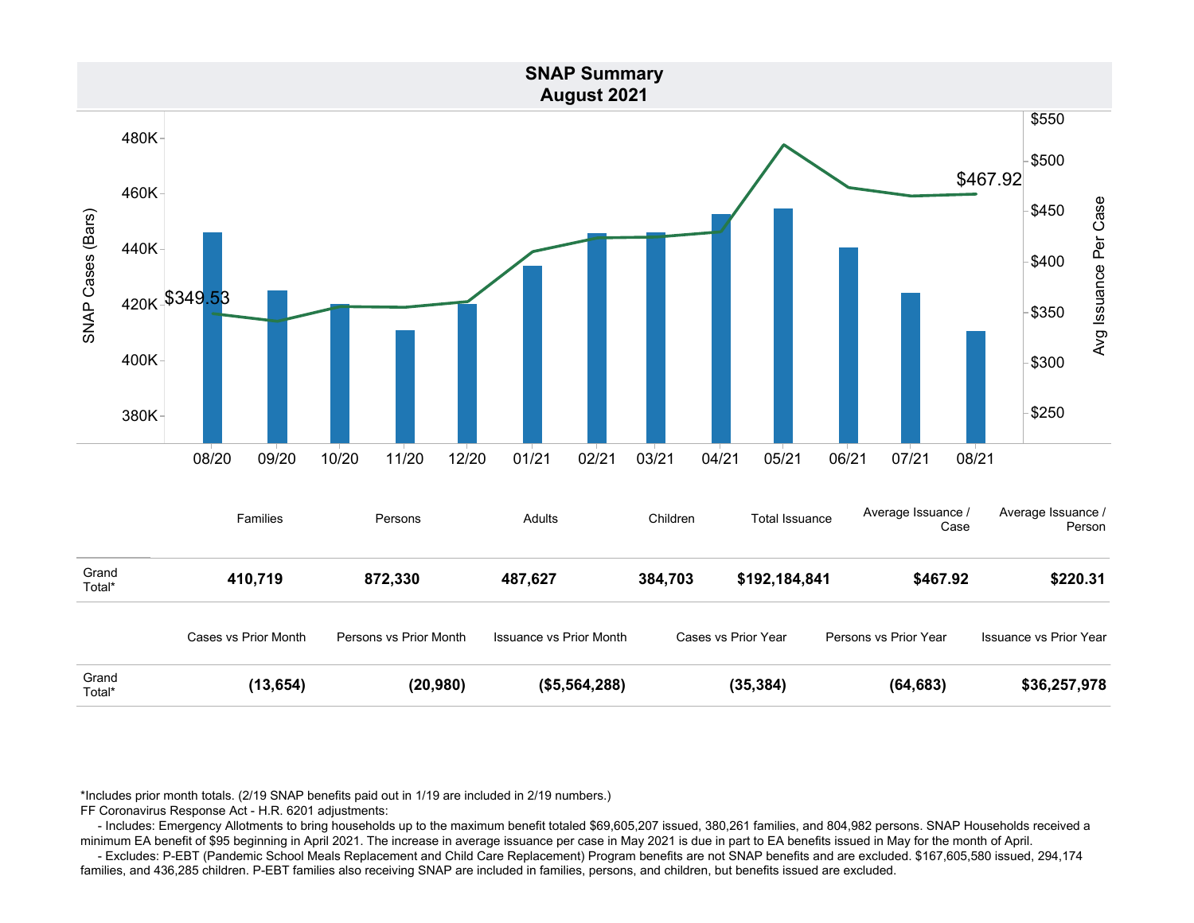# SNAP Summary
## August 2021

|  | Families | Persons | Adults | Children | Total Issuance | Average Issuance / Case | Average Issuance / Person |
|---|---|---|---|---|---|---|---|
| Grand Total* | **410,719** | **872,330** | **487,627** | **384,703** | **$192,184,841** | **$467.92** | **$220.31** |

|  | Cases vs Prior Month | Persons vs Prior Month | Issuance vs Prior Month | Cases vs Prior Year | Persons vs Prior Year | Issuance vs Prior Year |
|---|---|---|---|---|---|---|
| Grand Total* | **(13,654)** | **(20,980)** | **($5,564,288)** | **(35,384)** | **(64,683)** | **$36,257,978** |

*Includes prior month totals. (2/19 SNAP benefits paid out in 1/19 are included in 2/19 numbers.)

FF Coronavirus Response Act - H.R. 6201 adjustments:

- Includes: Emergency Allotments to bring households up to the maximum benefit totaled $69,605,207 issued, 380,261 families, and 804,982 persons. SNAP Households received a minimum EA benefit of $95 beginning in April 2021. The increase in average issuance per case in May 2021 is due in part to EA benefits issued in May for the month of April.
- Excludes: P-EBT (Pandemic School Meals Replacement and Child Care Replacement) Program benefits are not SNAP benefits and are excluded. $167,605,580 issued, 294,174 families, and 436,285 children. P-EBT families also receiving SNAP are included in families, persons, and children, but benefits issued are excluded.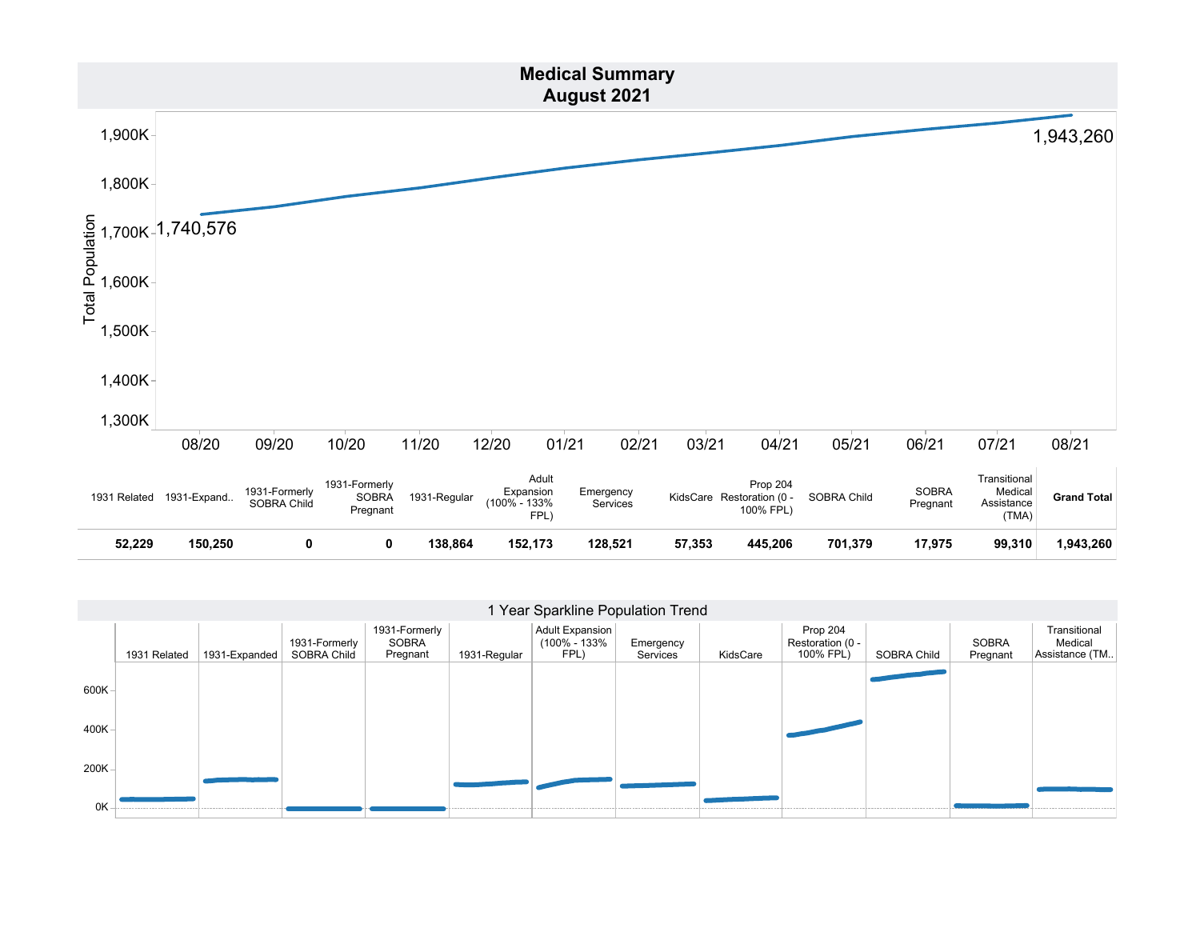# Medical Summary
## August 2021

| 1931 Related | 1931-Expand.. | 1931-Formerly SOBRA Child | 1931-Formerly SOBRA Pregnant | 1931-Regular | Adult Expansion (100% - 133% FPL) | Emergency Services | KidsCare | Prop 204 Restoration (0 - 100% FPL) | SOBRA Child | SOBRA Pregnant | Transitional Medical Assistance (TMA) | **Grand Total** |
|---|---|---|---|---|---|---|---|---|---|---|---|---|
| **52,229** | **150,250** | **0** | **0** | **138,864** | **152,173** | **128,521** | **57,353** | **445,206** | **701,379** | **17,975** | **99,310** | **1,943,260** |

1 Year Sparkline Population Trend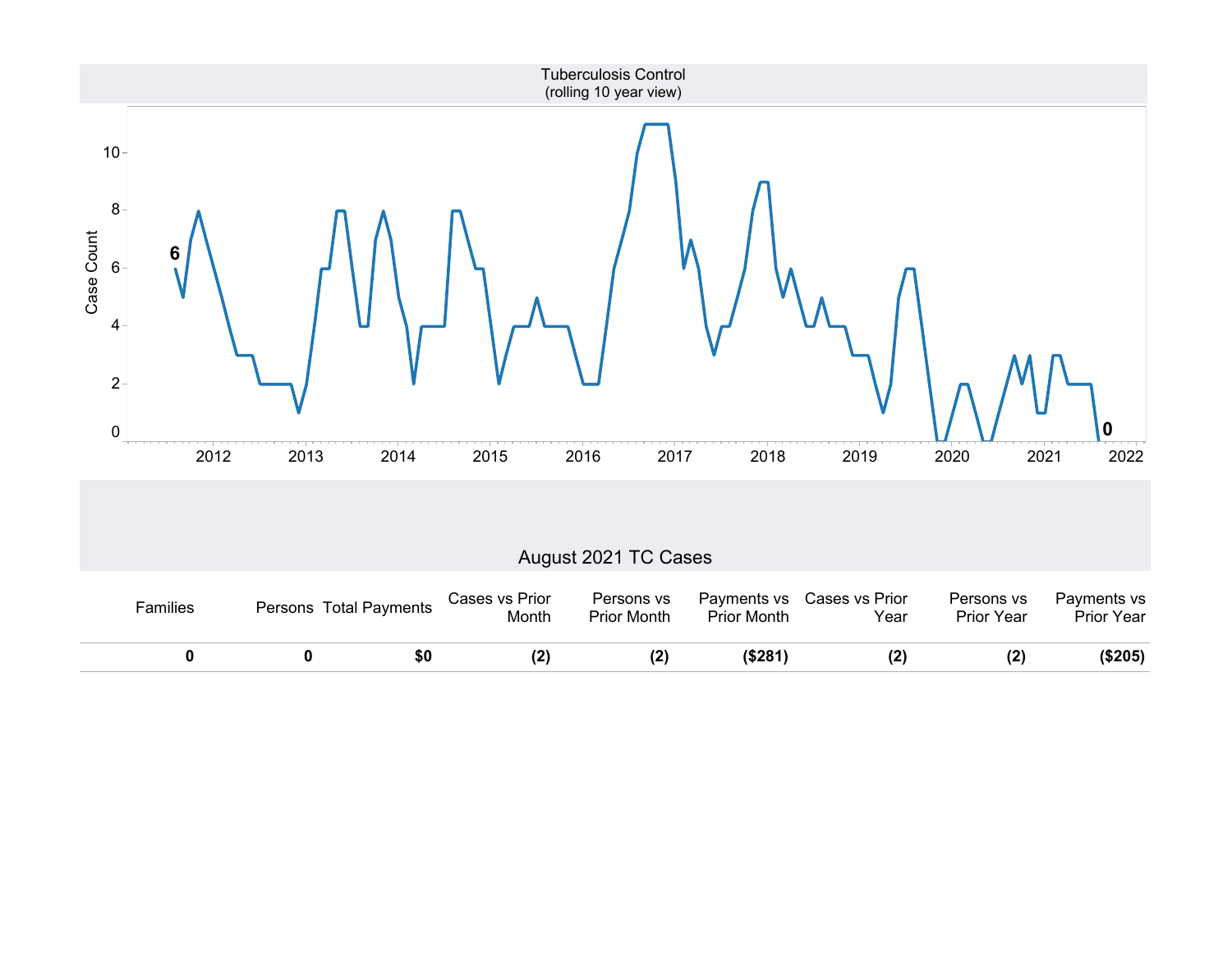Tuberculosis Control
(rolling 10 year view)

## August 2021 TC Cases

| Families | Persons | Total Payments | Cases vs Prior Month | Persons vs Prior Month | Payments vs Prior Month | Cases vs Prior Year | Persons vs Prior Year | Payments vs Prior Year |
|---|---|---|---|---|---|---|---|---|
| **0** | **0** | **$0** | **(2)** | **(2)** | **($281)** | **(2)** | **(2)** | **($205)** |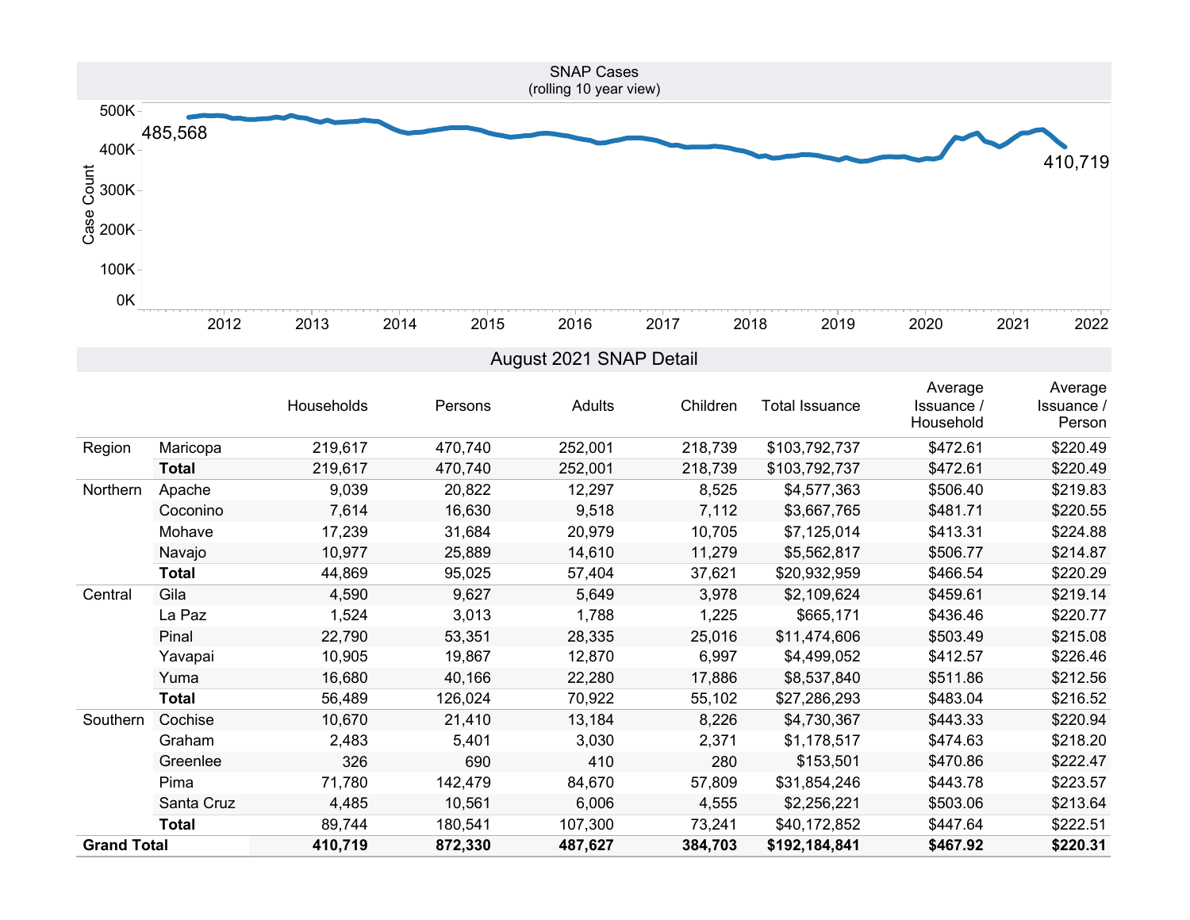## SNAP Cases

(rolling 10 year view)

Case Count: 485,568 (start) → 410,719 (end)

2012 2013 2014 2015 2016 2017 2018 2019 2020 2021 2022

## August 2021 SNAP Detail

| | | Households | Persons | Adults | Children | Total Issuance | Average Issuance / Household | Average Issuance / Person |
|---|---|---|---|---|---|---|---|---|
| Region | Maricopa | 219,617 | 470,740 | 252,001 | 218,739 | $103,792,737 | $472.61 | $220.49 |
| | **Total** | 219,617 | 470,740 | 252,001 | 218,739 | $103,792,737 | $472.61 | $220.49 |
| Northern | Apache | 9,039 | 20,822 | 12,297 | 8,525 | $4,577,363 | $506.40 | $219.83 |
| | Coconino | 7,614 | 16,630 | 9,518 | 7,112 | $3,667,765 | $481.71 | $220.55 |
| | Mohave | 17,239 | 31,684 | 20,979 | 10,705 | $7,125,014 | $413.31 | $224.88 |
| | Navajo | 10,977 | 25,889 | 14,610 | 11,279 | $5,562,817 | $506.77 | $214.87 |
| | **Total** | 44,869 | 95,025 | 57,404 | 37,621 | $20,932,959 | $466.54 | $220.29 |
| Central | Gila | 4,590 | 9,627 | 5,649 | 3,978 | $2,109,624 | $459.61 | $219.14 |
| | La Paz | 1,524 | 3,013 | 1,788 | 1,225 | $665,171 | $436.46 | $220.77 |
| | Pinal | 22,790 | 53,351 | 28,335 | 25,016 | $11,474,606 | $503.49 | $215.08 |
| | Yavapai | 10,905 | 19,867 | 12,870 | 6,997 | $4,499,052 | $412.57 | $226.46 |
| | Yuma | 16,680 | 40,166 | 22,280 | 17,886 | $8,537,840 | $511.86 | $212.56 |
| | **Total** | 56,489 | 126,024 | 70,922 | 55,102 | $27,286,293 | $483.04 | $216.52 |
| Southern | Cochise | 10,670 | 21,410 | 13,184 | 8,226 | $4,730,367 | $443.33 | $220.94 |
| | Graham | 2,483 | 5,401 | 3,030 | 2,371 | $1,178,517 | $474.63 | $218.20 |
| | Greenlee | 326 | 690 | 410 | 280 | $153,501 | $470.86 | $222.47 |
| | Pima | 71,780 | 142,479 | 84,670 | 57,809 | $31,854,246 | $443.78 | $223.57 |
| | Santa Cruz | 4,485 | 10,561 | 6,006 | 4,555 | $2,256,221 | $503.06 | $213.64 |
| | **Total** | 89,744 | 180,541 | 107,300 | 73,241 | $40,172,852 | $447.64 | $222.51 |
| **Grand Total** | | **410,719** | **872,330** | **487,627** | **384,703** | **$192,184,841** | **$467.92** | **$220.31** |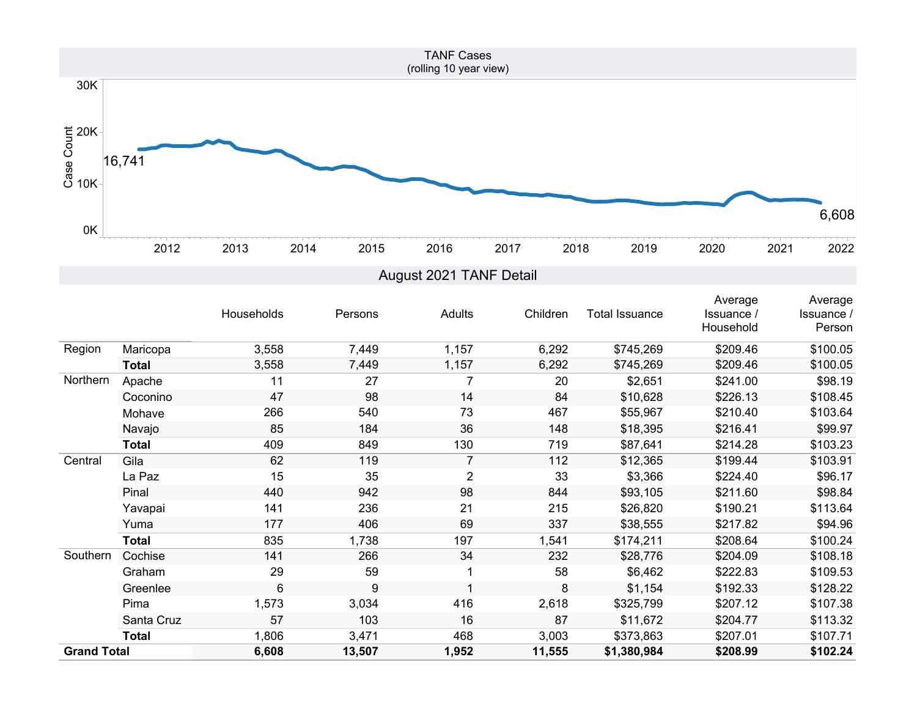## TANF Cases
(rolling 10 year view)

Case Count: 16,741 (2011) → 6,608 (2021)

## August 2021 TANF Detail

| | | Households | Persons | Adults | Children | Total Issuance | Average Issuance / Household | Average Issuance / Person |
|---|---|---|---|---|---|---|---|---|
| Region | Maricopa | 3,558 | 7,449 | 1,157 | 6,292 | $745,269 | $209.46 | $100.05 |
| | **Total** | 3,558 | 7,449 | 1,157 | 6,292 | $745,269 | $209.46 | $100.05 |
| Northern | Apache | 11 | 27 | 7 | 20 | $2,651 | $241.00 | $98.19 |
| | Coconino | 47 | 98 | 14 | 84 | $10,628 | $226.13 | $108.45 |
| | Mohave | 266 | 540 | 73 | 467 | $55,967 | $210.40 | $103.64 |
| | Navajo | 85 | 184 | 36 | 148 | $18,395 | $216.41 | $99.97 |
| | **Total** | 409 | 849 | 130 | 719 | $87,641 | $214.28 | $103.23 |
| Central | Gila | 62 | 119 | 7 | 112 | $12,365 | $199.44 | $103.91 |
| | La Paz | 15 | 35 | 2 | 33 | $3,366 | $224.40 | $96.17 |
| | Pinal | 440 | 942 | 98 | 844 | $93,105 | $211.60 | $98.84 |
| | Yavapai | 141 | 236 | 21 | 215 | $26,820 | $190.21 | $113.64 |
| | Yuma | 177 | 406 | 69 | 337 | $38,555 | $217.82 | $94.96 |
| | **Total** | 835 | 1,738 | 197 | 1,541 | $174,211 | $208.64 | $100.24 |
| Southern | Cochise | 141 | 266 | 34 | 232 | $28,776 | $204.09 | $108.18 |
| | Graham | 29 | 59 | 1 | 58 | $6,462 | $222.83 | $109.53 |
| | Greenlee | 6 | 9 | 1 | 8 | $1,154 | $192.33 | $128.22 |
| | Pima | 1,573 | 3,034 | 416 | 2,618 | $325,799 | $207.12 | $107.38 |
| | Santa Cruz | 57 | 103 | 16 | 87 | $11,672 | $204.77 | $113.32 |
| | **Total** | 1,806 | 3,471 | 468 | 3,003 | $373,863 | $207.01 | $107.71 |
| **Grand Total** | | **6,608** | **13,507** | **1,952** | **11,555** | **$1,380,984** | **$208.99** | **$102.24** |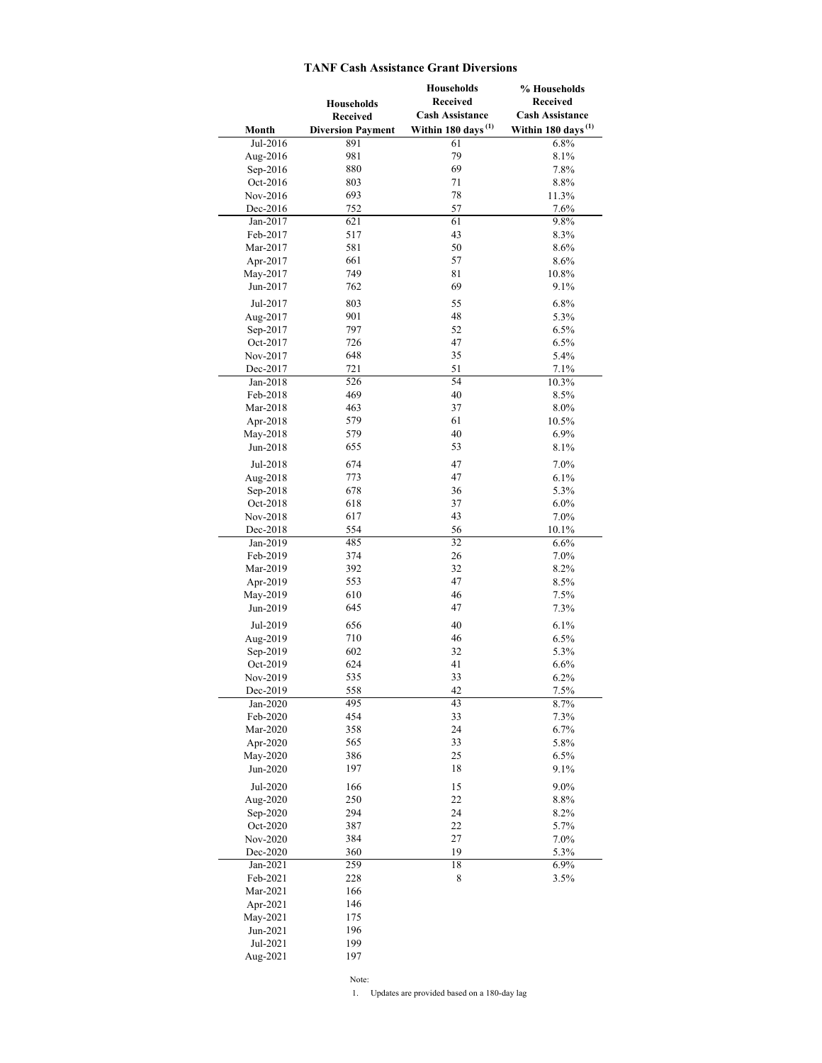## TANF Cash Assistance Grant Diversions

| Month | Households Received Diversion Payment | Households Received Cash Assistance Within 180 days [(1)] | % Households Received Cash Assistance Within 180 days [(1)] |
|---|---|---|---|
| Jul-2016 | 891 | 61 | 6.8% |
| Aug-2016 | 981 | 79 | 8.1% |
| Sep-2016 | 880 | 69 | 7.8% |
| Oct-2016 | 803 | 71 | 8.8% |
| Nov-2016 | 693 | 78 | 11.3% |
| Dec-2016 | 752 | 57 | 7.6% |
| Jan-2017 | 621 | 61 | 9.8% |
| Feb-2017 | 517 | 43 | 8.3% |
| Mar-2017 | 581 | 50 | 8.6% |
| Apr-2017 | 661 | 57 | 8.6% |
| May-2017 | 749 | 81 | 10.8% |
| Jun-2017 | 762 | 69 | 9.1% |
| Jul-2017 | 803 | 55 | 6.8% |
| Aug-2017 | 901 | 48 | 5.3% |
| Sep-2017 | 797 | 52 | 6.5% |
| Oct-2017 | 726 | 47 | 6.5% |
| Nov-2017 | 648 | 35 | 5.4% |
| Dec-2017 | 721 | 51 | 7.1% |
| Jan-2018 | 526 | 54 | 10.3% |
| Feb-2018 | 469 | 40 | 8.5% |
| Mar-2018 | 463 | 37 | 8.0% |
| Apr-2018 | 579 | 61 | 10.5% |
| May-2018 | 579 | 40 | 6.9% |
| Jun-2018 | 655 | 53 | 8.1% |
| Jul-2018 | 674 | 47 | 7.0% |
| Aug-2018 | 773 | 47 | 6.1% |
| Sep-2018 | 678 | 36 | 5.3% |
| Oct-2018 | 618 | 37 | 6.0% |
| Nov-2018 | 617 | 43 | 7.0% |
| Dec-2018 | 554 | 56 | 10.1% |
| Jan-2019 | 485 | 32 | 6.6% |
| Feb-2019 | 374 | 26 | 7.0% |
| Mar-2019 | 392 | 32 | 8.2% |
| Apr-2019 | 553 | 47 | 8.5% |
| May-2019 | 610 | 46 | 7.5% |
| Jun-2019 | 645 | 47 | 7.3% |
| Jul-2019 | 656 | 40 | 6.1% |
| Aug-2019 | 710 | 46 | 6.5% |
| Sep-2019 | 602 | 32 | 5.3% |
| Oct-2019 | 624 | 41 | 6.6% |
| Nov-2019 | 535 | 33 | 6.2% |
| Dec-2019 | 558 | 42 | 7.5% |
| Jan-2020 | 495 | 43 | 8.7% |
| Feb-2020 | 454 | 33 | 7.3% |
| Mar-2020 | 358 | 24 | 6.7% |
| Apr-2020 | 565 | 33 | 5.8% |
| May-2020 | 386 | 25 | 6.5% |
| Jun-2020 | 197 | 18 | 9.1% |
| Jul-2020 | 166 | 15 | 9.0% |
| Aug-2020 | 250 | 22 | 8.8% |
| Sep-2020 | 294 | 24 | 8.2% |
| Oct-2020 | 387 | 22 | 5.7% |
| Nov-2020 | 384 | 27 | 7.0% |
| Dec-2020 | 360 | 19 | 5.3% |
| Jan-2021 | 259 | 18 | 6.9% |
| Feb-2021 | 228 | 8 | 3.5% |
| Mar-2021 | 166 | | |
| Apr-2021 | 146 | | |
| May-2021 | 175 | | |
| Jun-2021 | 196 | | |
| Jul-2021 | 199 | | |
| Aug-2021 | 197 | | |

Note:

1. Updates are provided based on a 180-day lag